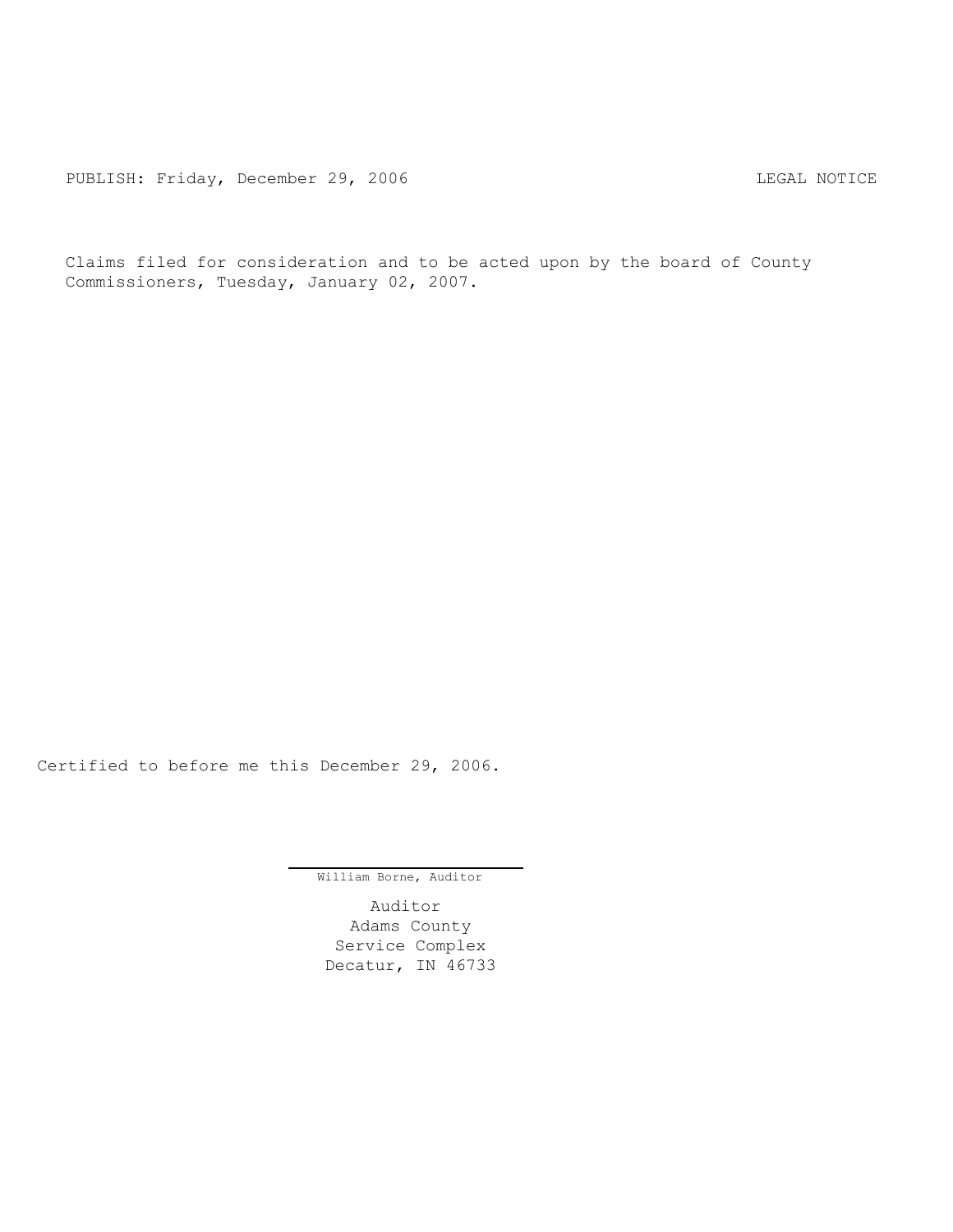PUBLISH: Friday, December 29, 2006 LEGAL NOTICE

Claims filed for consideration and to be acted upon by the board of County Commissioners, Tuesday, January 02, 2007.

Certified to before me this December 29, 2006.

William Borne, Auditor

Auditor
Adams County
Service Complex
Decatur, IN 46733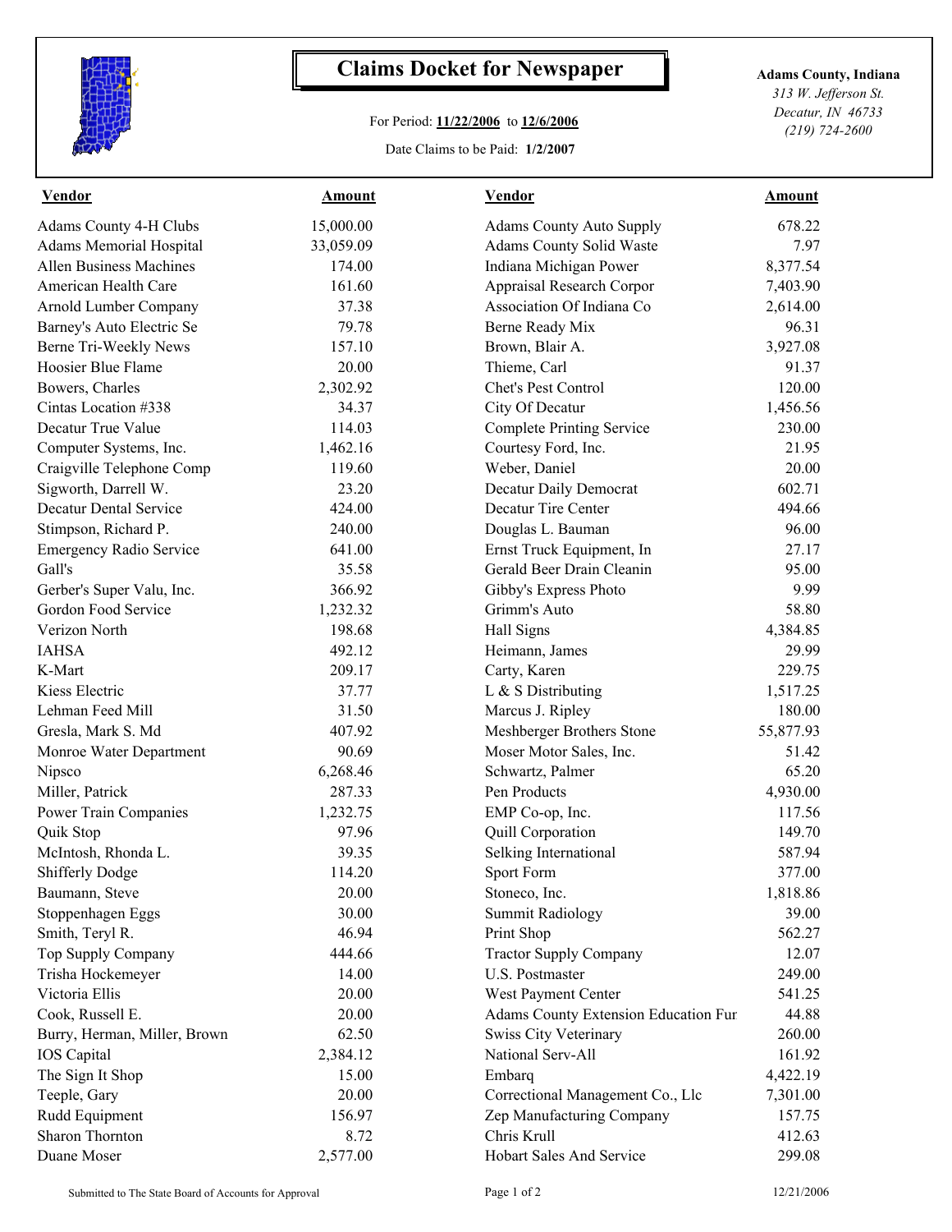# Claims Docket for Newspaper

For Period: **11/22/2006** to **12/6/2006**

Date Claims to be Paid: **1/2/2007**

**Adams County, Indiana**
*313 W. Jefferson St.*
*Decatur, IN 46733*
*(219) 724-2600*

| Vendor | Amount | Vendor | Amount |
|---|---|---|---|
| Adams County 4-H Clubs | 15,000.00 | Adams County Auto Supply | 678.22 |
| Adams Memorial Hospital | 33,059.09 | Adams County Solid Waste | 7.97 |
| Allen Business Machines | 174.00 | Indiana Michigan Power | 8,377.54 |
| American Health Care | 161.60 | Appraisal Research Corpor | 7,403.90 |
| Arnold Lumber Company | 37.38 | Association Of Indiana Co | 2,614.00 |
| Barney's Auto Electric Se | 79.78 | Berne Ready Mix | 96.31 |
| Berne Tri-Weekly News | 157.10 | Brown, Blair A. | 3,927.08 |
| Hoosier Blue Flame | 20.00 | Thieme, Carl | 91.37 |
| Bowers, Charles | 2,302.92 | Chet's Pest Control | 120.00 |
| Cintas Location #338 | 34.37 | City Of Decatur | 1,456.56 |
| Decatur True Value | 114.03 | Complete Printing Service | 230.00 |
| Computer Systems, Inc. | 1,462.16 | Courtesy Ford, Inc. | 21.95 |
| Craigville Telephone Comp | 119.60 | Weber, Daniel | 20.00 |
| Sigworth, Darrell W. | 23.20 | Decatur Daily Democrat | 602.71 |
| Decatur Dental Service | 424.00 | Decatur Tire Center | 494.66 |
| Stimpson, Richard P. | 240.00 | Douglas L. Bauman | 96.00 |
| Emergency Radio Service | 641.00 | Ernst Truck Equipment, In | 27.17 |
| Gall's | 35.58 | Gerald Beer Drain Cleanin | 95.00 |
| Gerber's Super Valu, Inc. | 366.92 | Gibby's Express Photo | 9.99 |
| Gordon Food Service | 1,232.32 | Grimm's Auto | 58.80 |
| Verizon North | 198.68 | Hall Signs | 4,384.85 |
| IAHSA | 492.12 | Heimann, James | 29.99 |
| K-Mart | 209.17 | Carty, Karen | 229.75 |
| Kiess Electric | 37.77 | L & S Distributing | 1,517.25 |
| Lehman Feed Mill | 31.50 | Marcus J. Ripley | 180.00 |
| Gresla, Mark S. Md | 407.92 | Meshberger Brothers Stone | 55,877.93 |
| Monroe Water Department | 90.69 | Moser Motor Sales, Inc. | 51.42 |
| Nipsco | 6,268.46 | Schwartz, Palmer | 65.20 |
| Miller, Patrick | 287.33 | Pen Products | 4,930.00 |
| Power Train Companies | 1,232.75 | EMP Co-op, Inc. | 117.56 |
| Quik Stop | 97.96 | Quill Corporation | 149.70 |
| McIntosh, Rhonda L. | 39.35 | Selking International | 587.94 |
| Shifferly Dodge | 114.20 | Sport Form | 377.00 |
| Baumann, Steve | 20.00 | Stoneco, Inc. | 1,818.86 |
| Stoppenhagen Eggs | 30.00 | Summit Radiology | 39.00 |
| Smith, Teryl R. | 46.94 | Print Shop | 562.27 |
| Top Supply Company | 444.66 | Tractor Supply Company | 12.07 |
| Trisha Hockemeyer | 14.00 | U.S. Postmaster | 249.00 |
| Victoria Ellis | 20.00 | West Payment Center | 541.25 |
| Cook, Russell E. | 20.00 | Adams County Extension Education Fur | 44.88 |
| Burry, Herman, Miller, Brown | 62.50 | Swiss City Veterinary | 260.00 |
| IOS Capital | 2,384.12 | National Serv-All | 161.92 |
| The Sign It Shop | 15.00 | Embarq | 4,422.19 |
| Teeple, Gary | 20.00 | Correctional Management Co., Llc | 7,301.00 |
| Rudd Equipment | 156.97 | Zep Manufacturing Company | 157.75 |
| Sharon Thornton | 8.72 | Chris Krull | 412.63 |
| Duane Moser | 2,577.00 | Hobart Sales And Service | 299.08 |

Submitted to The State Board of Accounts for Approval    12/21/2006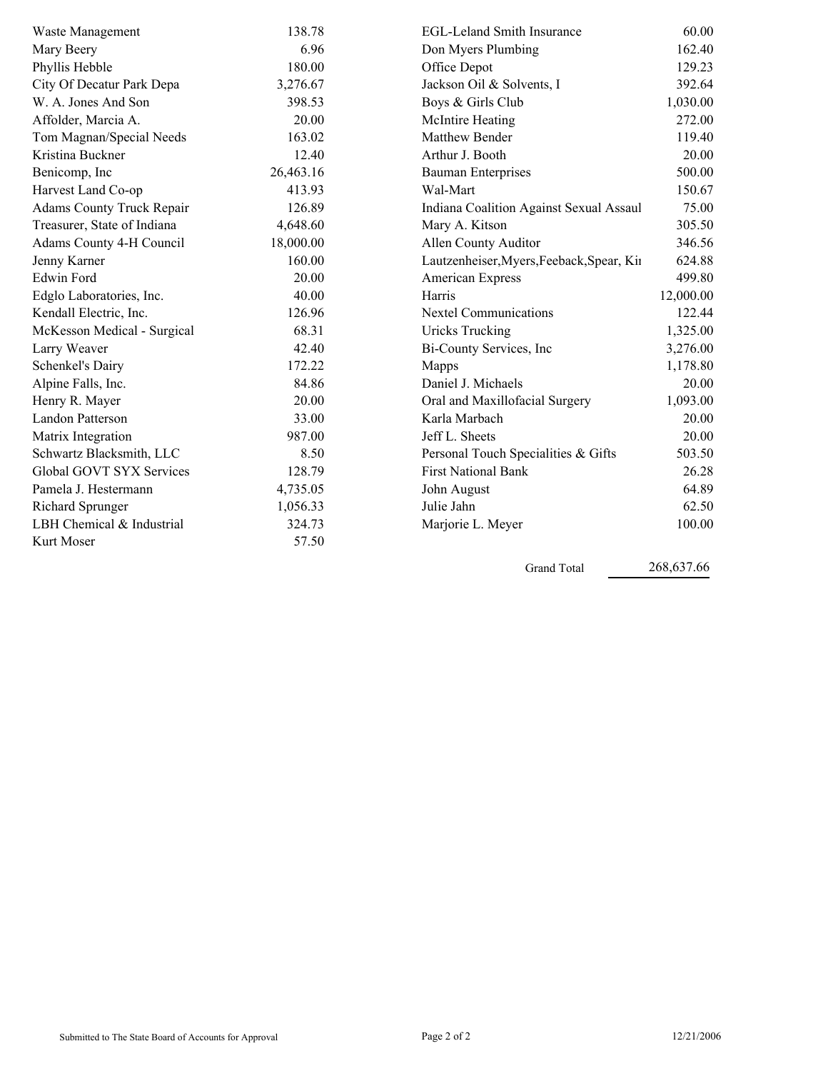| | | | |
|---|---|---|---|
| Waste Management | 138.78 | EGL-Leland Smith Insurance | 60.00 |
| Mary Beery | 6.96 | Don Myers Plumbing | 162.40 |
| Phyllis Hebble | 180.00 | Office Depot | 129.23 |
| City Of Decatur Park Depa | 3,276.67 | Jackson Oil & Solvents, I | 392.64 |
| W. A. Jones And Son | 398.53 | Boys & Girls Club | 1,030.00 |
| Affolder, Marcia A. | 20.00 | McIntire Heating | 272.00 |
| Tom Magnan/Special Needs | 163.02 | Matthew Bender | 119.40 |
| Kristina Buckner | 12.40 | Arthur J. Booth | 20.00 |
| Benicomp, Inc | 26,463.16 | Bauman Enterprises | 500.00 |
| Harvest Land Co-op | 413.93 | Wal-Mart | 150.67 |
| Adams County Truck Repair | 126.89 | Indiana Coalition Against Sexual Assaul | 75.00 |
| Treasurer, State of Indiana | 4,648.60 | Mary A. Kitson | 305.50 |
| Adams County 4-H Council | 18,000.00 | Allen County Auditor | 346.56 |
| Jenny Karner | 160.00 | Lautzenheiser,Myers,Feeback,Spear, Kir | 624.88 |
| Edwin Ford | 20.00 | American Express | 499.80 |
| Edglo Laboratories, Inc. | 40.00 | Harris | 12,000.00 |
| Kendall Electric, Inc. | 126.96 | Nextel Communications | 122.44 |
| McKesson Medical - Surgical | 68.31 | Uricks Trucking | 1,325.00 |
| Larry Weaver | 42.40 | Bi-County Services, Inc | 3,276.00 |
| Schenkel's Dairy | 172.22 | Mapps | 1,178.80 |
| Alpine Falls, Inc. | 84.86 | Daniel J. Michaels | 20.00 |
| Henry R. Mayer | 20.00 | Oral and Maxillofacial Surgery | 1,093.00 |
| Landon Patterson | 33.00 | Karla Marbach | 20.00 |
| Matrix Integration | 987.00 | Jeff L. Sheets | 20.00 |
| Schwartz Blacksmith, LLC | 8.50 | Personal Touch Specialities & Gifts | 503.50 |
| Global GOVT SYX Services | 128.79 | First National Bank | 26.28 |
| Pamela J. Hestermann | 4,735.05 | John August | 64.89 |
| Richard Sprunger | 1,056.33 | Julie Jahn | 62.50 |
| LBH Chemical & Industrial | 324.73 | Marjorie L. Meyer | 100.00 |
| Kurt Moser | 57.50 | | |

Grand Total 268,637.66

Submitted to The State Board of Accounts for Approval 12/21/2006